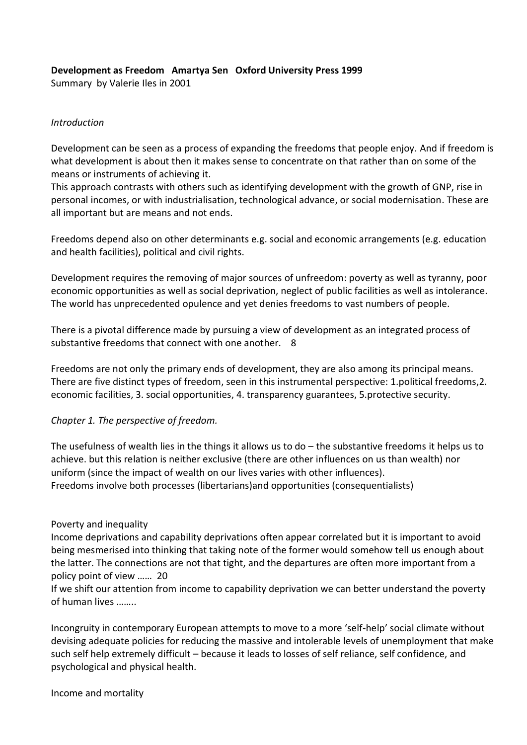**Development as Freedom   Amartya Sen   Oxford University Press 1999**
Summary  by Valerie Iles in 2001

*Introduction*

Development can be seen as a process of expanding the freedoms that people enjoy. And if freedom is what development is about then it makes sense to concentrate on that rather than on some of the means or instruments of achieving it.
This approach contrasts with others such as identifying development with the growth of GNP, rise in personal incomes, or with industrialisation, technological advance, or social modernisation. These are all important but are means and not ends.

Freedoms depend also on other determinants e.g. social and economic arrangements (e.g. education and health facilities), political and civil rights.

Development requires the removing of major sources of unfreedom: poverty as well as tyranny, poor economic opportunities as well as social deprivation, neglect of public facilities as well as intolerance. The world has unprecedented opulence and yet denies freedoms to vast numbers of people.

There is a pivotal difference made by pursuing a view of development as an integrated process of substantive freedoms that connect with one another.    8

Freedoms are not only the primary ends of development, they are also among its principal means. There are five distinct types of freedom, seen in this instrumental perspective: 1.political freedoms,2. economic facilities, 3. social opportunities, 4. transparency guarantees, 5.protective security.

*Chapter 1. The perspective of freedom.*

The usefulness of wealth lies in the things it allows us to do – the substantive freedoms it helps us to achieve. but this relation is neither exclusive (there are other influences on us than wealth) nor uniform (since the impact of wealth on our lives varies with other influences).
Freedoms involve both processes (libertarians)and opportunities (consequentialists)

Poverty and inequality
Income deprivations and capability deprivations often appear correlated but it is important to avoid being mesmerised into thinking that taking note of the former would somehow tell us enough about the latter. The connections are not that tight, and the departures are often more important from a policy point of view ……  20
If we shift our attention from income to capability deprivation we can better understand the poverty of human lives ……..

Incongruity in contemporary European attempts to move to a more 'self-help' social climate without devising adequate policies for reducing the massive and intolerable levels of unemployment that make such self help extremely difficult – because it leads to losses of self reliance, self confidence, and psychological and physical health.

Income and mortality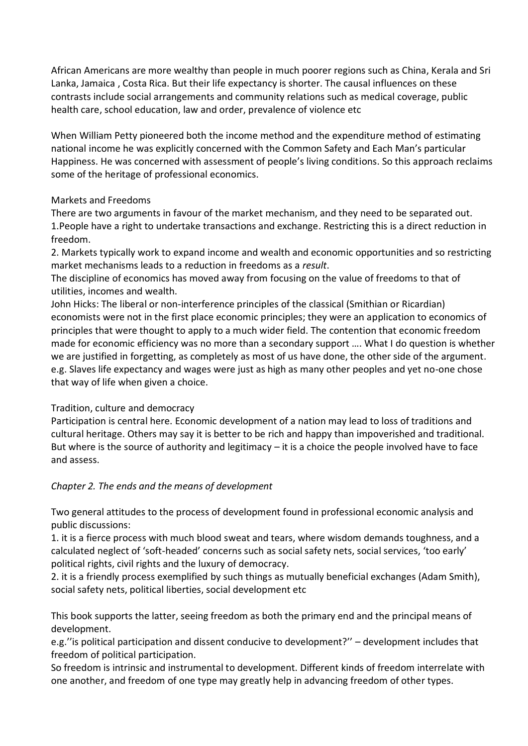African Americans are more wealthy than people in much poorer regions such as China, Kerala and Sri Lanka, Jamaica , Costa Rica. But their life expectancy is shorter. The causal influences on these contrasts include social arrangements and community relations such as medical coverage, public health care, school education, law and order, prevalence of violence etc

When William Petty pioneered both the income method and the expenditure method of estimating national income he was explicitly concerned with the Common Safety and Each Man's particular Happiness. He was concerned with assessment of people's living conditions. So this approach reclaims some of the heritage of professional economics.

Markets and Freedoms
There are two arguments in favour of the market mechanism, and they need to be separated out.
1.People have a right to undertake transactions and exchange. Restricting this is a direct reduction in freedom.
2. Markets typically work to expand income and wealth and economic opportunities and so restricting market mechanisms leads to a reduction in freedoms as a *result*.
The discipline of economics has moved away from focusing on the value of freedoms to that of utilities, incomes and wealth.
John Hicks: The liberal or non-interference principles of the classical (Smithian or Ricardian) economists were not in the first place economic principles; they were an application to economics of principles that were thought to apply to a much wider field. The contention that economic freedom made for economic efficiency was no more than a secondary support …. What I do question is whether we are justified in forgetting, as completely as most of us have done, the other side of the argument.
e.g. Slaves life expectancy and wages were just as high as many other peoples and yet no-one chose that way of life when given a choice.

Tradition, culture and democracy
Participation is central here. Economic development of a nation may lead to loss of traditions and cultural heritage. Others may say it is better to be rich and happy than impoverished and traditional. But where is the source of authority and legitimacy – it is a choice the people involved have to face and assess.

*Chapter 2. The ends and the means of development*

Two general attitudes to the process of development found in professional economic analysis and public discussions:
1. it is a fierce process with much blood sweat and tears, where wisdom demands toughness, and a calculated neglect of 'soft-headed' concerns such as social safety nets, social services, 'too early' political rights, civil rights and the luxury of democracy.
2. it is a friendly process exemplified by such things as mutually beneficial exchanges (Adam Smith), social safety nets, political liberties, social development etc

This book supports the latter, seeing freedom as both the primary end and the principal means of development.
e.g.''is political participation and dissent conducive to development?'' – development includes that freedom of political participation.
So freedom is intrinsic and instrumental to development. Different kinds of freedom interrelate with one another, and freedom of one type may greatly help in advancing freedom of other types.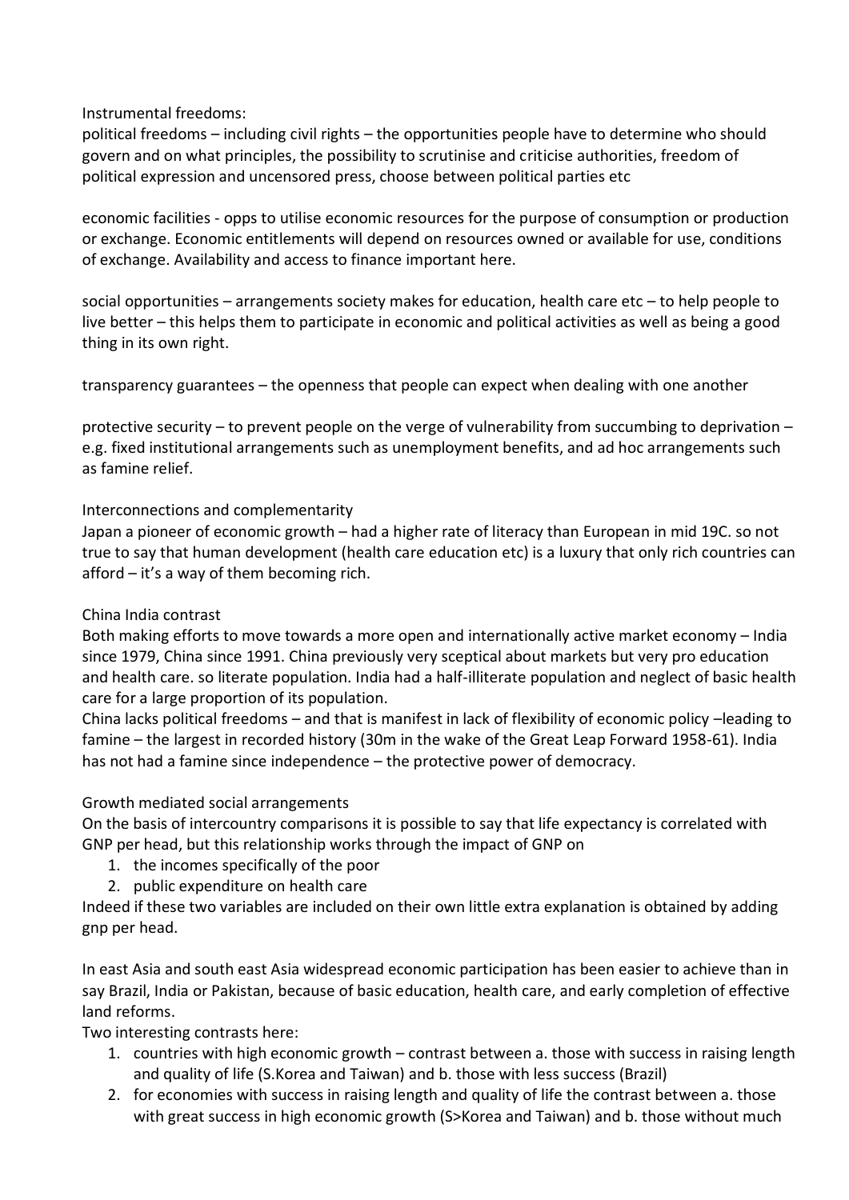Instrumental freedoms:
political freedoms – including civil rights – the opportunities people have to determine who should govern and on what principles, the possibility to scrutinise and criticise authorities, freedom of political expression and uncensored press, choose between political parties etc

economic facilities - opps to utilise economic resources for the purpose of consumption or production or exchange. Economic entitlements will depend on resources owned or available for use, conditions of exchange. Availability and access to finance important here.

social opportunities – arrangements society makes for education, health care etc – to help people to live better – this helps them to participate in economic and political activities as well as being a good thing in its own right.

transparency guarantees – the openness that people can expect when dealing with one another

protective security – to prevent people on the verge of vulnerability from succumbing to deprivation – e.g. fixed institutional arrangements such as unemployment benefits, and ad hoc arrangements such as famine relief.

Interconnections and complementarity
Japan a pioneer of economic growth – had a higher rate of literacy than European in mid 19C. so not true to say that human development (health care education etc) is a luxury that only rich countries can afford – it's a way of them becoming rich.

China India contrast
Both making efforts to move towards a more open and internationally active market economy – India since 1979, China since 1991. China previously very sceptical about markets but very pro education and health care. so literate population. India had a half-illiterate population and neglect of basic health care for a large proportion of its population.
China lacks political freedoms – and that is manifest in lack of flexibility of economic policy –leading to famine – the largest in recorded history (30m in the wake of the Great Leap Forward 1958-61). India has not had a famine since independence – the protective power of democracy.

Growth mediated social arrangements
On the basis of intercountry comparisons it is possible to say that life expectancy is correlated with GNP per head, but this relationship works through the impact of GNP on

1. the incomes specifically of the poor
2. public expenditure on health care

Indeed if these two variables are included on their own little extra explanation is obtained by adding gnp per head.

In east Asia and south east Asia widespread economic participation has been easier to achieve than in say Brazil, India or Pakistan, because of basic education, health care, and early completion of effective land reforms.
Two interesting contrasts here:

1. countries with high economic growth – contrast between a. those with success in raising length and quality of life (S.Korea and Taiwan) and b. those with less success (Brazil)
2. for economies with success in raising length and quality of life the contrast between a. those with great success in high economic growth (S>Korea and Taiwan) and b. those without much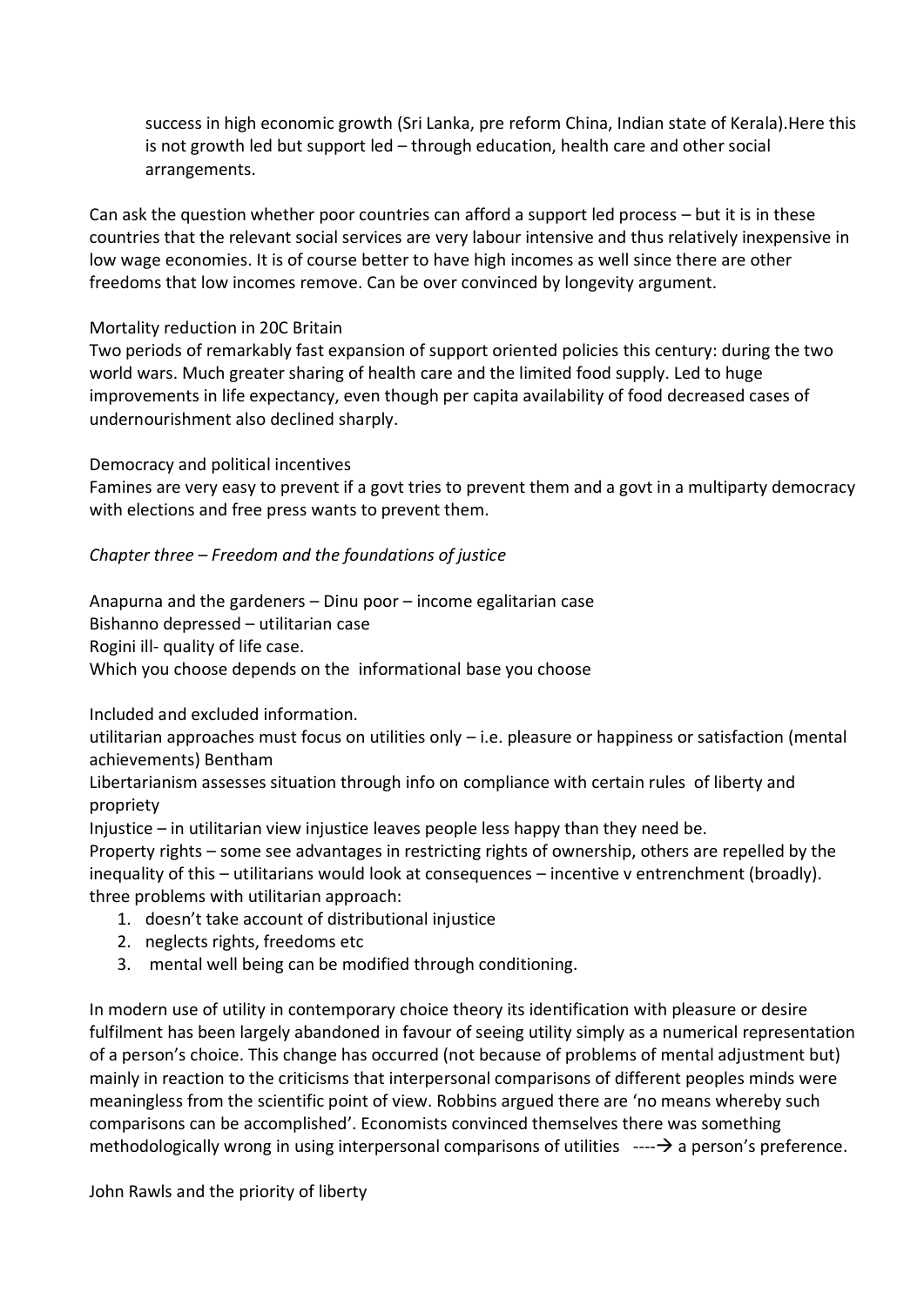success in high economic growth (Sri Lanka, pre reform China, Indian state of Kerala).Here this is not growth led but support led – through education, health care and other social arrangements.

Can ask the question whether poor countries can afford a support led process – but it is in these countries that the relevant social services are very labour intensive and thus relatively inexpensive in low wage economies. It is of course better to have high incomes as well since there are other freedoms that low incomes remove. Can be over convinced by longevity argument.

Mortality reduction in 20C Britain
Two periods of remarkably fast expansion of support oriented policies this century: during the two world wars. Much greater sharing of health care and the limited food supply. Led to huge improvements in life expectancy, even though per capita availability of food decreased cases of undernourishment also declined sharply.

Democracy and political incentives
Famines are very easy to prevent if a govt tries to prevent them and a govt in a multiparty democracy with elections and free press wants to prevent them.

*Chapter three – Freedom and the foundations of justice*

Anapurna and the gardeners – Dinu poor – income egalitarian case
Bishanno depressed – utilitarian case
Rogini ill- quality of life case.
Which you choose depends on the informational base you choose

Included and excluded information.
utilitarian approaches must focus on utilities only – i.e. pleasure or happiness or satisfaction (mental achievements) Bentham
Libertarianism assesses situation through info on compliance with certain rules of liberty and propriety
Injustice – in utilitarian view injustice leaves people less happy than they need be.
Property rights – some see advantages in restricting rights of ownership, others are repelled by the inequality of this – utilitarians would look at consequences – incentive v entrenchment (broadly).
three problems with utilitarian approach:

1. doesn't take account of distributional injustice
2. neglects rights, freedoms etc
3. mental well being can be modified through conditioning.

In modern use of utility in contemporary choice theory its identification with pleasure or desire fulfilment has been largely abandoned in favour of seeing utility simply as a numerical representation of a person's choice. This change has occurred (not because of problems of mental adjustment but) mainly in reaction to the criticisms that interpersonal comparisons of different peoples minds were meaningless from the scientific point of view. Robbins argued there are 'no means whereby such comparisons can be accomplished'. Economists convinced themselves there was something methodologically wrong in using interpersonal comparisons of utilities ----→ a person's preference.

John Rawls and the priority of liberty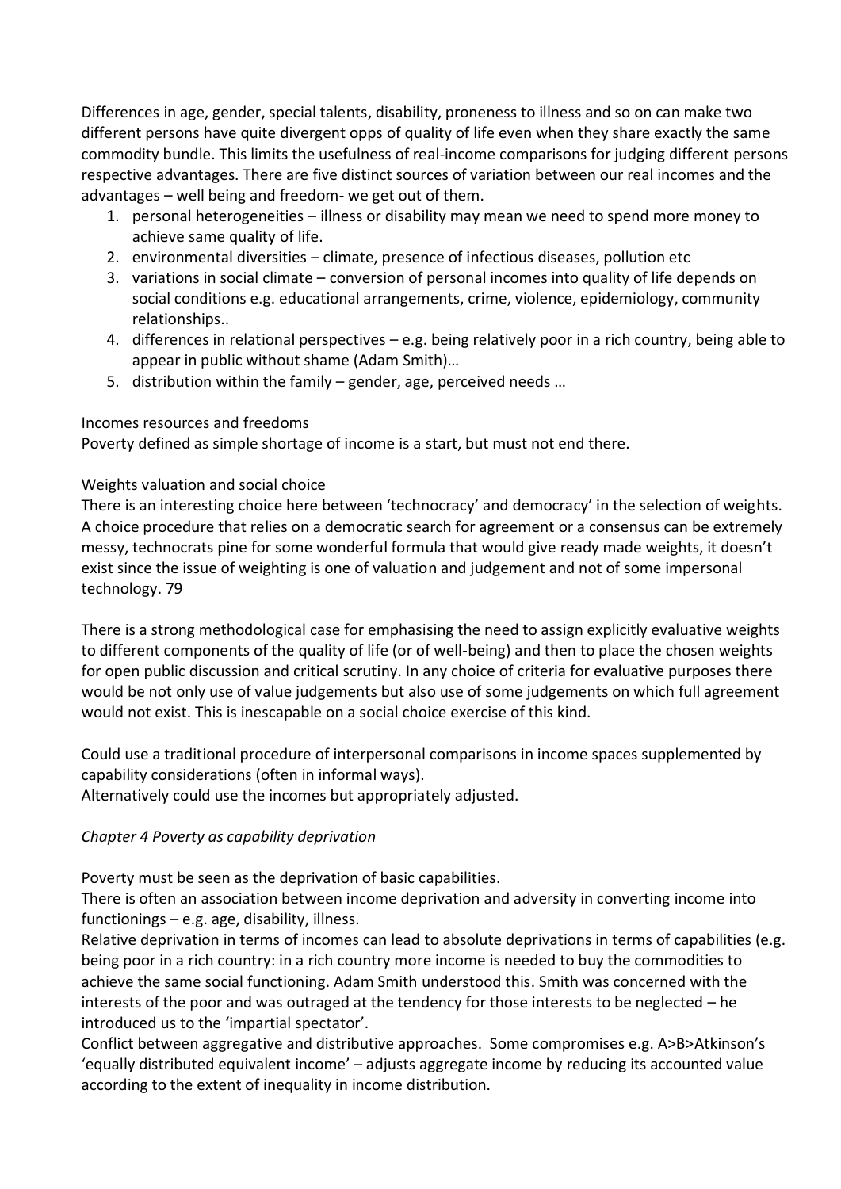Differences in age, gender, special talents, disability, proneness to illness and so on can make two different persons have quite divergent opps of quality of life even when they share exactly the same commodity bundle. This limits the usefulness of real-income comparisons for judging different persons respective advantages. There are five distinct sources of variation between our real incomes and the advantages – well being and freedom- we get out of them.

1. personal heterogeneities – illness or disability may mean we need to spend more money to achieve same quality of life.
2. environmental diversities – climate, presence of infectious diseases, pollution etc
3. variations in social climate – conversion of personal incomes into quality of life depends on social conditions e.g. educational arrangements, crime, violence, epidemiology, community relationships..
4. differences in relational perspectives – e.g. being relatively poor in a rich country, being able to appear in public without shame (Adam Smith)…
5. distribution within the family – gender, age, perceived needs …

Incomes resources and freedoms

Poverty defined as simple shortage of income is a start, but must not end there.

Weights valuation and social choice

There is an interesting choice here between 'technocracy' and democracy' in the selection of weights. A choice procedure that relies on a democratic search for agreement or a consensus can be extremely messy, technocrats pine for some wonderful formula that would give ready made weights, it doesn't exist since the issue of weighting is one of valuation and judgement and not of some impersonal technology. 79

There is a strong methodological case for emphasising the need to assign explicitly evaluative weights to different components of the quality of life (or of well-being) and then to place the chosen weights for open public discussion and critical scrutiny. In any choice of criteria for evaluative purposes there would be not only use of value judgements but also use of some judgements on which full agreement would not exist. This is inescapable on a social choice exercise of this kind.

Could use a traditional procedure of interpersonal comparisons in income spaces supplemented by capability considerations (often in informal ways).
Alternatively could use the incomes but appropriately adjusted.

*Chapter 4 Poverty as capability deprivation*

Poverty must be seen as the deprivation of basic capabilities.
There is often an association between income deprivation and adversity in converting income into functionings – e.g. age, disability, illness.
Relative deprivation in terms of incomes can lead to absolute deprivations in terms of capabilities (e.g. being poor in a rich country: in a rich country more income is needed to buy the commodities to achieve the same social functioning. Adam Smith understood this. Smith was concerned with the interests of the poor and was outraged at the tendency for those interests to be neglected – he introduced us to the 'impartial spectator'.
Conflict between aggregative and distributive approaches. Some compromises e.g. A>B>Atkinson's 'equally distributed equivalent income' – adjusts aggregate income by reducing its accounted value according to the extent of inequality in income distribution.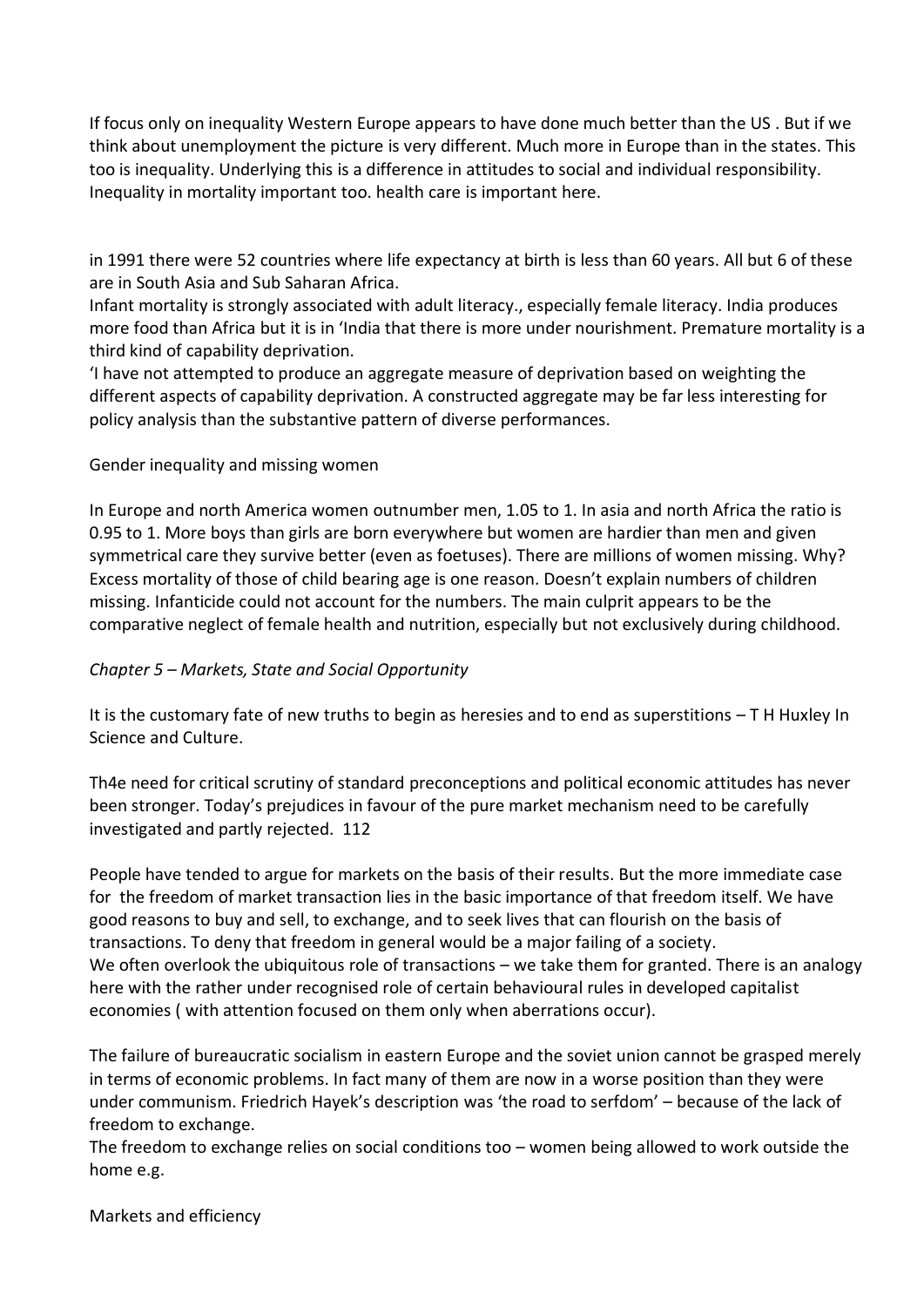If focus only on inequality Western Europe appears to have done much better than the US . But if we think about unemployment the picture is very different. Much more in Europe than in the states. This too is inequality. Underlying this is a difference in attitudes to social and individual responsibility. Inequality in mortality important too. health care is important here.

in 1991 there were 52 countries where life expectancy at birth is less than 60 years. All but 6 of these are in South Asia and Sub Saharan Africa.
Infant mortality is strongly associated with adult literacy., especially female literacy. India produces more food than Africa but it is in 'India that there is more under nourishment. Premature mortality is a third kind of capability deprivation.
'I have not attempted to produce an aggregate measure of deprivation based on weighting the different aspects of capability deprivation. A constructed aggregate may be far less interesting for policy analysis than the substantive pattern of diverse performances.

Gender inequality and missing women

In Europe and north America women outnumber men, 1.05 to 1. In asia and north Africa the ratio is 0.95 to 1. More boys than girls are born everywhere but women are hardier than men and given symmetrical care they survive better (even as foetuses). There are millions of women missing. Why? Excess mortality of those of child bearing age is one reason. Doesn't explain numbers of children missing. Infanticide could not account for the numbers. The main culprit appears to be the comparative neglect of female health and nutrition, especially but not exclusively during childhood.

*Chapter 5 – Markets, State and Social Opportunity*

It is the customary fate of new truths to begin as heresies and to end as superstitions – T H Huxley In Science and Culture.

Th4e need for critical scrutiny of standard preconceptions and political economic attitudes has never been stronger. Today's prejudices in favour of the pure market mechanism need to be carefully investigated and partly rejected. 112

People have tended to argue for markets on the basis of their results. But the more immediate case for the freedom of market transaction lies in the basic importance of that freedom itself. We have good reasons to buy and sell, to exchange, and to seek lives that can flourish on the basis of transactions. To deny that freedom in general would be a major failing of a society.
We often overlook the ubiquitous role of transactions – we take them for granted. There is an analogy here with the rather under recognised role of certain behavioural rules in developed capitalist economies ( with attention focused on them only when aberrations occur).

The failure of bureaucratic socialism in eastern Europe and the soviet union cannot be grasped merely in terms of economic problems. In fact many of them are now in a worse position than they were under communism. Friedrich Hayek's description was 'the road to serfdom' – because of the lack of freedom to exchange.
The freedom to exchange relies on social conditions too – women being allowed to work outside the home e.g.

Markets and efficiency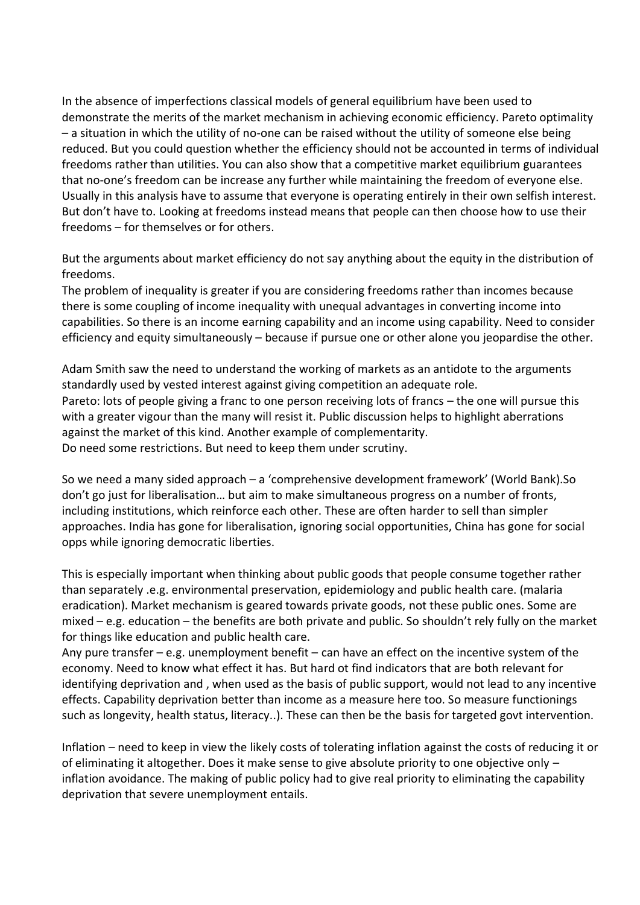In the absence of imperfections classical models of general equilibrium have been used to demonstrate the merits of the market mechanism in achieving economic efficiency. Pareto optimality – a situation in which the utility of no-one can be raised without the utility of someone else being reduced. But you could question whether the efficiency should not be accounted in terms of individual freedoms rather than utilities. You can also show that a competitive market equilibrium guarantees that no-one's freedom can be increase any further while maintaining the freedom of everyone else. Usually in this analysis have to assume that everyone is operating entirely in their own selfish interest. But don't have to. Looking at freedoms instead means that people can then choose how to use their freedoms – for themselves or for others.

But the arguments about market efficiency do not say anything about the equity in the distribution of freedoms.
The problem of inequality is greater if you are considering freedoms rather than incomes because there is some coupling of income inequality with unequal advantages in converting income into capabilities. So there is an income earning capability and an income using capability. Need to consider efficiency and equity simultaneously – because if pursue one or other alone you jeopardise the other.

Adam Smith saw the need to understand the working of markets as an antidote to the arguments standardly used by vested interest against giving competition an adequate role.
Pareto: lots of people giving a franc to one person receiving lots of francs – the one will pursue this with a greater vigour than the many will resist it. Public discussion helps to highlight aberrations against the market of this kind. Another example of complementarity.
Do need some restrictions. But need to keep them under scrutiny.

So we need a many sided approach – a 'comprehensive development framework' (World Bank).So don't go just for liberalisation… but aim to make simultaneous progress on a number of fronts, including institutions, which reinforce each other. These are often harder to sell than simpler approaches. India has gone for liberalisation, ignoring social opportunities, China has gone for social opps while ignoring democratic liberties.

This is especially important when thinking about public goods that people consume together rather than separately .e.g. environmental preservation, epidemiology and public health care. (malaria eradication). Market mechanism is geared towards private goods, not these public ones. Some are mixed – e.g. education – the benefits are both private and public. So shouldn't rely fully on the market for things like education and public health care.
Any pure transfer – e.g. unemployment benefit – can have an effect on the incentive system of the economy. Need to know what effect it has. But hard ot find indicators that are both relevant for identifying deprivation and , when used as the basis of public support, would not lead to any incentive effects. Capability deprivation better than income as a measure here too. So measure functionings such as longevity, health status, literacy..). These can then be the basis for targeted govt intervention.

Inflation – need to keep in view the likely costs of tolerating inflation against the costs of reducing it or of eliminating it altogether. Does it make sense to give absolute priority to one objective only – inflation avoidance. The making of public policy had to give real priority to eliminating the capability deprivation that severe unemployment entails.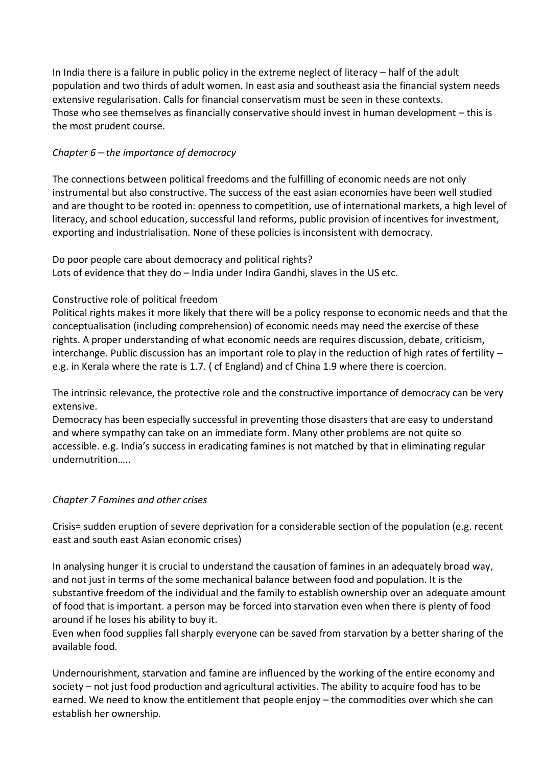In India there is a failure in public policy in the extreme neglect of literacy – half of the adult population and two thirds of adult women. In east asia and southeast asia the financial system needs extensive regularisation. Calls for financial conservatism must be seen in these contexts.
Those who see themselves as financially conservative should invest in human development – this is the most prudent course.

*Chapter 6 – the importance of democracy*

The connections between political freedoms and the fulfilling of economic needs are not only instrumental but also constructive. The success of the east asian economies have been well studied and are thought to be rooted in: openness to competition, use of international markets, a high level of literacy, and school education, successful land reforms, public provision of incentives for investment, exporting and industrialisation. None of these policies is inconsistent with democracy.

Do poor people care about democracy and political rights?
Lots of evidence that they do – India under Indira Gandhi, slaves in the US etc.

Constructive role of political freedom
Political rights makes it more likely that there will be a policy response to economic needs and that the conceptualisation (including comprehension) of economic needs may need the exercise of these rights. A proper understanding of what economic needs are requires discussion, debate, criticism, interchange. Public discussion has an important role to play in the reduction of high rates of fertility – e.g. in Kerala where the rate is 1.7. ( cf England) and cf China 1.9 where there is coercion.

The intrinsic relevance, the protective role and the constructive importance of democracy can be very extensive.
Democracy has been especially successful in preventing those disasters that are easy to understand and where sympathy can take on an immediate form. Many other problems are not quite so accessible. e.g. India's success in eradicating famines is not matched by that in eliminating regular undernutrition…..

*Chapter 7 Famines and other crises*

Crisis= sudden eruption of severe deprivation for a considerable section of the population (e.g. recent east and south east Asian economic crises)

In analysing hunger it is crucial to understand the causation of famines in an adequately broad way, and not just in terms of the some mechanical balance between food and population. It is the substantive freedom of the individual and the family to establish ownership over an adequate amount of food that is important. a person may be forced into starvation even when there is plenty of food around if he loses his ability to buy it.
Even when food supplies fall sharply everyone can be saved from starvation by a better sharing of the available food.

Undernourishment, starvation and famine are influenced by the working of the entire economy and society – not just food production and agricultural activities. The ability to acquire food has to be earned. We need to know the entitlement that people enjoy – the commodities over which she can establish her ownership.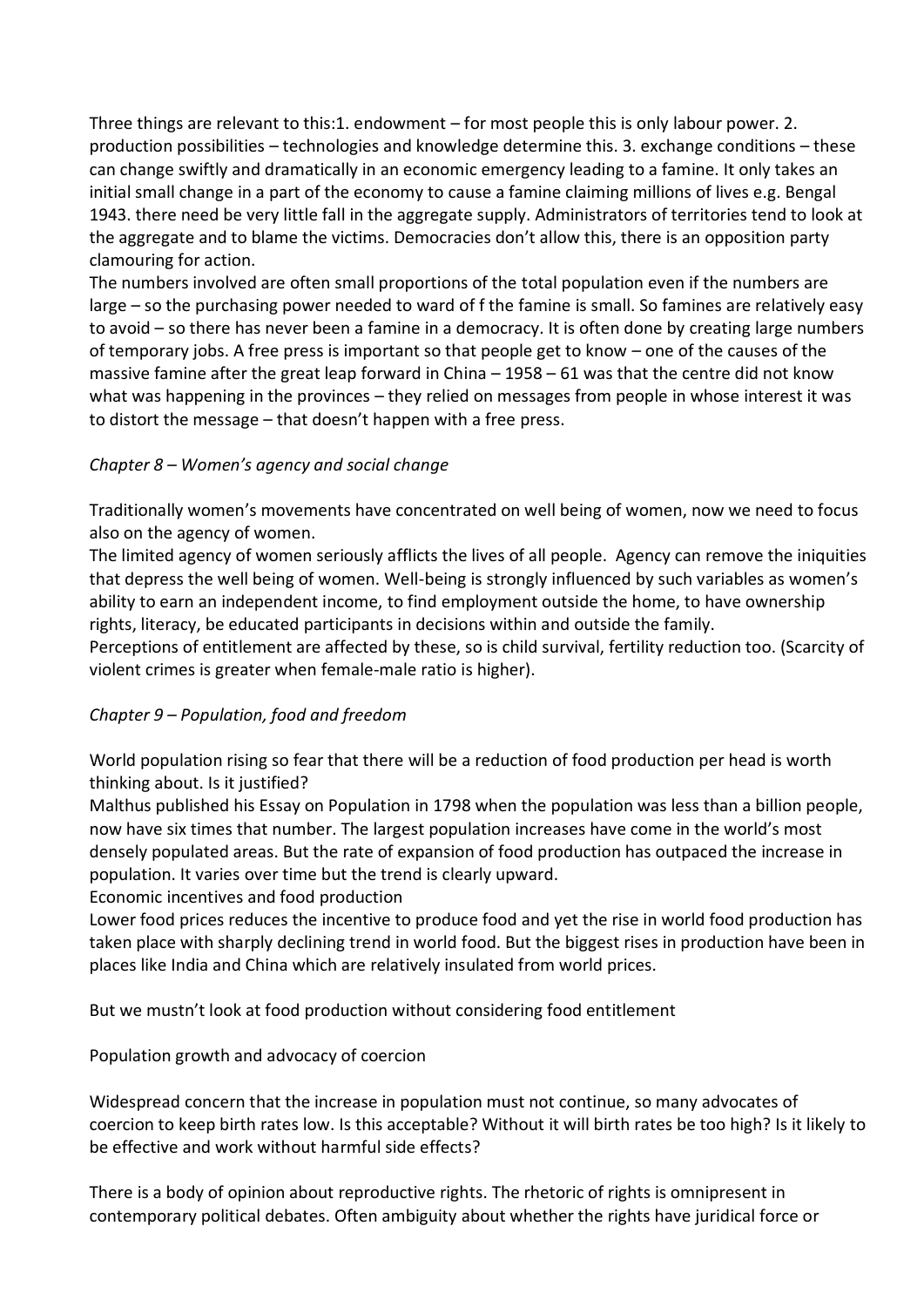Three things are relevant to this:1. endowment – for most people this is only labour power. 2. production possibilities – technologies and knowledge determine this. 3. exchange conditions – these can change swiftly and dramatically in an economic emergency leading to a famine. It only takes an initial small change in a part of the economy to cause a famine claiming millions of lives e.g. Bengal 1943. there need be very little fall in the aggregate supply. Administrators of territories tend to look at the aggregate and to blame the victims. Democracies don't allow this, there is an opposition party clamouring for action.

The numbers involved are often small proportions of the total population even if the numbers are large – so the purchasing power needed to ward of f the famine is small. So famines are relatively easy to avoid – so there has never been a famine in a democracy. It is often done by creating large numbers of temporary jobs. A free press is important so that people get to know – one of the causes of the massive famine after the great leap forward in China – 1958 – 61 was that the centre did not know what was happening in the provinces – they relied on messages from people in whose interest it was to distort the message – that doesn't happen with a free press.

*Chapter 8 – Women's agency and social change*

Traditionally women's movements have concentrated on well being of women, now we need to focus also on the agency of women.

The limited agency of women seriously afflicts the lives of all people. Agency can remove the iniquities that depress the well being of women. Well-being is strongly influenced by such variables as women's ability to earn an independent income, to find employment outside the home, to have ownership rights, literacy, be educated participants in decisions within and outside the family.

Perceptions of entitlement are affected by these, so is child survival, fertility reduction too. (Scarcity of violent crimes is greater when female-male ratio is higher).

*Chapter 9 – Population, food and freedom*

World population rising so fear that there will be a reduction of food production per head is worth thinking about. Is it justified?

Malthus published his Essay on Population in 1798 when the population was less than a billion people, now have six times that number. The largest population increases have come in the world's most densely populated areas. But the rate of expansion of food production has outpaced the increase in population. It varies over time but the trend is clearly upward.

Economic incentives and food production

Lower food prices reduces the incentive to produce food and yet the rise in world food production has taken place with sharply declining trend in world food. But the biggest rises in production have been in places like India and China which are relatively insulated from world prices.

But we mustn't look at food production without considering food entitlement

Population growth and advocacy of coercion

Widespread concern that the increase in population must not continue, so many advocates of coercion to keep birth rates low. Is this acceptable? Without it will birth rates be too high? Is it likely to be effective and work without harmful side effects?

There is a body of opinion about reproductive rights. The rhetoric of rights is omnipresent in contemporary political debates. Often ambiguity about whether the rights have juridical force or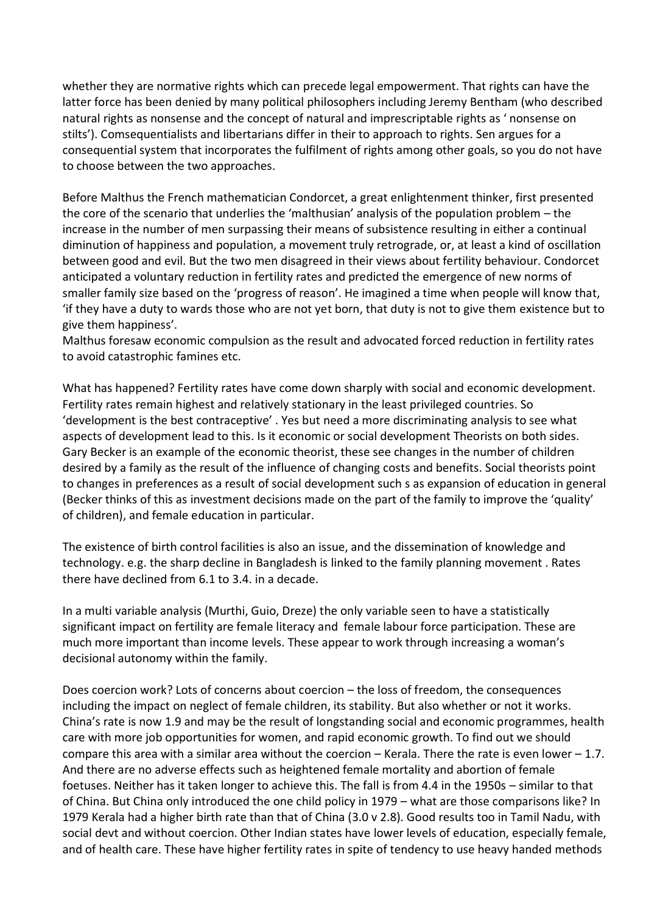whether they are normative rights which can precede legal empowerment. That rights can have the latter force has been denied by many political philosophers including Jeremy Bentham (who described natural rights as nonsense and the concept of natural and imprescriptable rights as ' nonsense on stilts'). Comsequentialists and libertarians differ in their to approach to rights. Sen argues for a consequential system that incorporates the fulfilment of rights among other goals, so you do not have to choose between the two approaches.

Before Malthus the French mathematician Condorcet, a great enlightenment thinker, first presented the core of the scenario that underlies the 'malthusian' analysis of the population problem – the increase in the number of men surpassing their means of subsistence resulting in either a continual diminution of happiness and population, a movement truly retrograde, or, at least a kind of oscillation between good and evil. But the two men disagreed in their views about fertility behaviour. Condorcet anticipated a voluntary reduction in fertility rates and predicted the emergence of new norms of smaller family size based on the 'progress of reason'. He imagined a time when people will know that, 'if they have a duty to wards those who are not yet born, that duty is not to give them existence but to give them happiness'.
Malthus foresaw economic compulsion as the result and advocated forced reduction in fertility rates to avoid catastrophic famines etc.

What has happened? Fertility rates have come down sharply with social and economic development. Fertility rates remain highest and relatively stationary in the least privileged countries. So 'development is the best contraceptive' . Yes but need a more discriminating analysis to see what aspects of development lead to this. Is it economic or social development Theorists on both sides. Gary Becker is an example of the economic theorist, these see changes in the number of children desired by a family as the result of the influence of changing costs and benefits. Social theorists point to changes in preferences as a result of social development such s as expansion of education in general (Becker thinks of this as investment decisions made on the part of the family to improve the 'quality' of children), and female education in particular.

The existence of birth control facilities is also an issue, and the dissemination of knowledge and technology. e.g. the sharp decline in Bangladesh is linked to the family planning movement . Rates there have declined from 6.1 to 3.4. in a decade.

In a multi variable analysis (Murthi, Guio, Dreze) the only variable seen to have a statistically significant impact on fertility are female literacy and female labour force participation. These are much more important than income levels. These appear to work through increasing a woman's decisional autonomy within the family.

Does coercion work? Lots of concerns about coercion – the loss of freedom, the consequences including the impact on neglect of female children, its stability. But also whether or not it works. China's rate is now 1.9 and may be the result of longstanding social and economic programmes, health care with more job opportunities for women, and rapid economic growth. To find out we should compare this area with a similar area without the coercion – Kerala. There the rate is even lower – 1.7. And there are no adverse effects such as heightened female mortality and abortion of female foetuses. Neither has it taken longer to achieve this. The fall is from 4.4 in the 1950s – similar to that of China. But China only introduced the one child policy in 1979 – what are those comparisons like? In 1979 Kerala had a higher birth rate than that of China (3.0 v 2.8). Good results too in Tamil Nadu, with social devt and without coercion. Other Indian states have lower levels of education, especially female, and of health care. These have higher fertility rates in spite of tendency to use heavy handed methods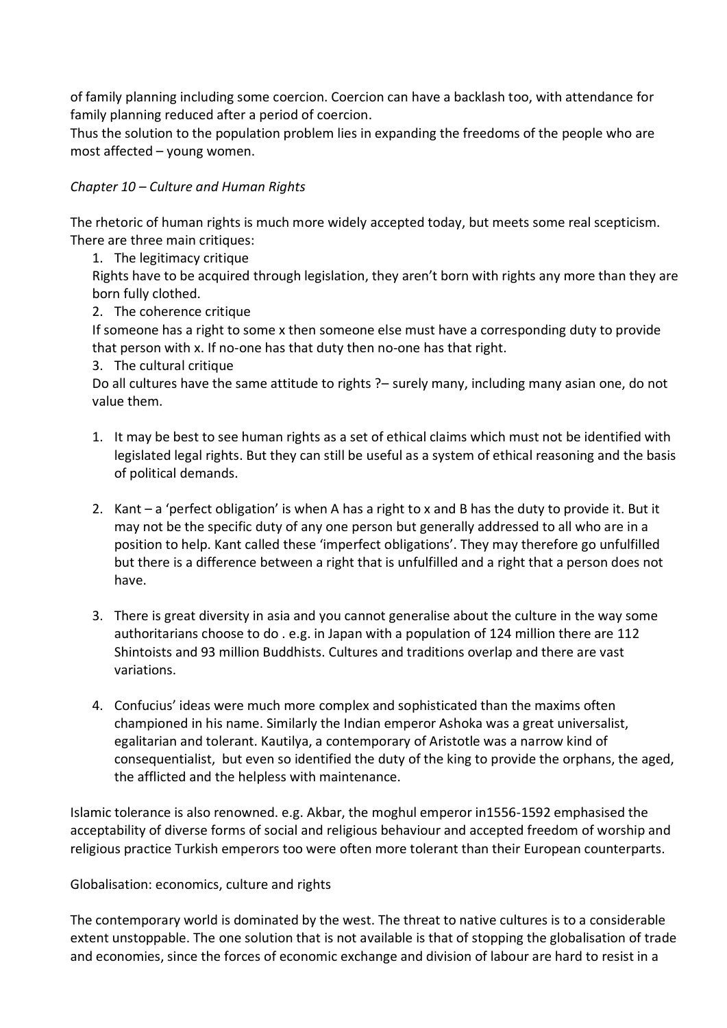of family planning including some coercion. Coercion can have a backlash too, with attendance for family planning reduced after a period of coercion.
Thus the solution to the population problem lies in expanding the freedoms of the people who are most affected – young women.

*Chapter 10 – Culture and Human Rights*

The rhetoric of human rights is much more widely accepted today, but meets some real scepticism. There are three main critiques:

1. The legitimacy critique

   Rights have to be acquired through legislation, they aren't born with rights any more than they are born fully clothed.

2. The coherence critique

   If someone has a right to some x then someone else must have a corresponding duty to provide that person with x. If no-one has that duty then no-one has that right.

3. The cultural critique

   Do all cultures have the same attitude to rights ?– surely many, including many asian one, do not value them.

1. It may be best to see human rights as a set of ethical claims which must not be identified with legislated legal rights. But they can still be useful as a system of ethical reasoning and the basis of political demands.

2. Kant – a 'perfect obligation' is when A has a right to x and B has the duty to provide it. But it may not be the specific duty of any one person but generally addressed to all who are in a position to help. Kant called these 'imperfect obligations'. They may therefore go unfulfilled but there is a difference between a right that is unfulfilled and a right that a person does not have.

3. There is great diversity in asia and you cannot generalise about the culture in the way some authoritarians choose to do . e.g. in Japan with a population of 124 million there are 112 Shintoists and 93 million Buddhists. Cultures and traditions overlap and there are vast variations.

4. Confucius' ideas were much more complex and sophisticated than the maxims often championed in his name. Similarly the Indian emperor Ashoka was a great universalist, egalitarian and tolerant. Kautilya, a contemporary of Aristotle was a narrow kind of consequentialist, but even so identified the duty of the king to provide the orphans, the aged, the afflicted and the helpless with maintenance.

Islamic tolerance is also renowned. e.g. Akbar, the moghul emperor in1556-1592 emphasised the acceptability of diverse forms of social and religious behaviour and accepted freedom of worship and religious practice Turkish emperors too were often more tolerant than their European counterparts.

Globalisation: economics, culture and rights

The contemporary world is dominated by the west. The threat to native cultures is to a considerable extent unstoppable. The one solution that is not available is that of stopping the globalisation of trade and economies, since the forces of economic exchange and division of labour are hard to resist in a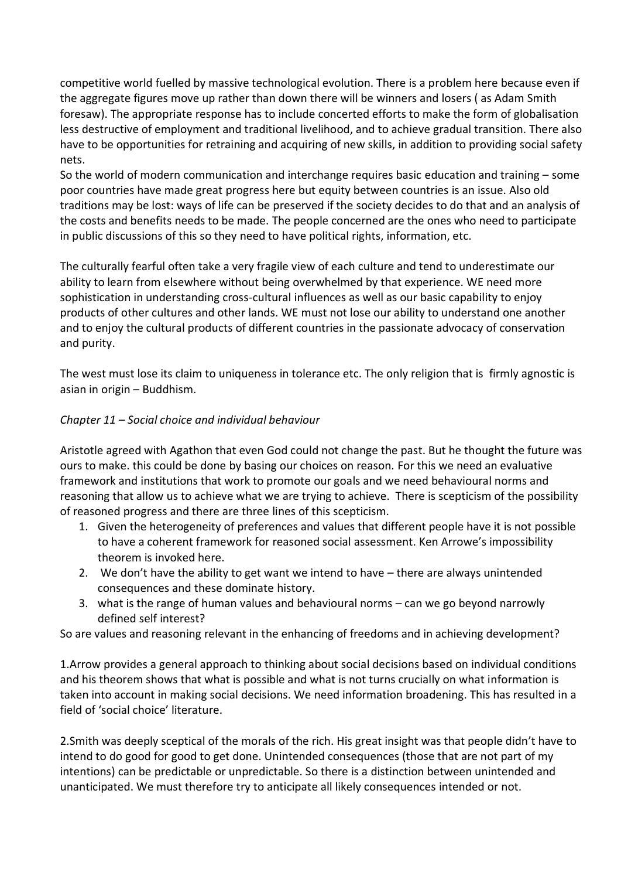competitive world fuelled by massive technological evolution. There is a problem here because even if the aggregate figures move up rather than down there will be winners and losers ( as Adam Smith foresaw). The appropriate response has to include concerted efforts to make the form of globalisation less destructive of employment and traditional livelihood, and to achieve gradual transition. There also have to be opportunities for retraining and acquiring of new skills, in addition to providing social safety nets.
So the world of modern communication and interchange requires basic education and training – some poor countries have made great progress here but equity between countries is an issue. Also old traditions may be lost: ways of life can be preserved if the society decides to do that and an analysis of the costs and benefits needs to be made. The people concerned are the ones who need to participate in public discussions of this so they need to have political rights, information, etc.

The culturally fearful often take a very fragile view of each culture and tend to underestimate our ability to learn from elsewhere without being overwhelmed by that experience. WE need more sophistication in understanding cross-cultural influences as well as our basic capability to enjoy products of other cultures and other lands. WE must not lose our ability to understand one another and to enjoy the cultural products of different countries in the passionate advocacy of conservation and purity.

The west must lose its claim to uniqueness in tolerance etc. The only religion that is firmly agnostic is asian in origin – Buddhism.

*Chapter 11 – Social choice and individual behaviour*

Aristotle agreed with Agathon that even God could not change the past. But he thought the future was ours to make. this could be done by basing our choices on reason. For this we need an evaluative framework and institutions that work to promote our goals and we need behavioural norms and reasoning that allow us to achieve what we are trying to achieve. There is scepticism of the possibility of reasoned progress and there are three lines of this scepticism.

1. Given the heterogeneity of preferences and values that different people have it is not possible to have a coherent framework for reasoned social assessment. Ken Arrowe's impossibility theorem is invoked here.
2. We don't have the ability to get want we intend to have – there are always unintended consequences and these dominate history.
3. what is the range of human values and behavioural norms – can we go beyond narrowly defined self interest?

So are values and reasoning relevant in the enhancing of freedoms and in achieving development?

1.Arrow provides a general approach to thinking about social decisions based on individual conditions and his theorem shows that what is possible and what is not turns crucially on what information is taken into account in making social decisions. We need information broadening. This has resulted in a field of 'social choice' literature.

2.Smith was deeply sceptical of the morals of the rich. His great insight was that people didn't have to intend to do good for good to get done. Unintended consequences (those that are not part of my intentions) can be predictable or unpredictable. So there is a distinction between unintended and unanticipated. We must therefore try to anticipate all likely consequences intended or not.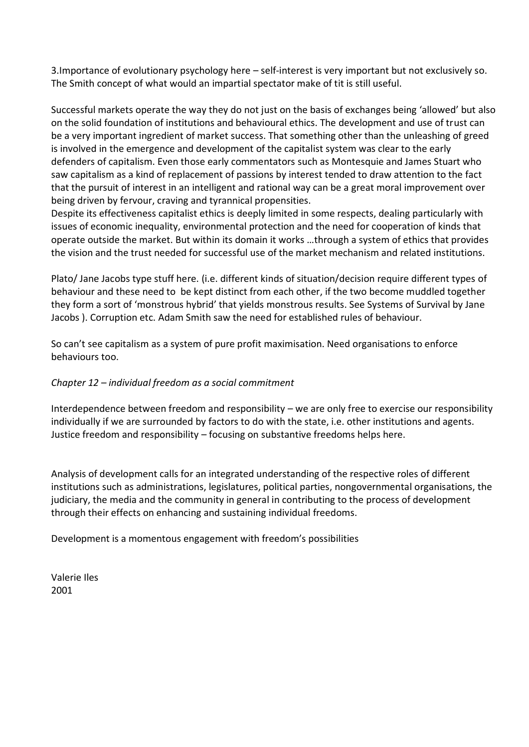3.Importance of evolutionary psychology here – self-interest is very important but not exclusively so. The Smith concept of what would an impartial spectator make of tit is still useful.

Successful markets operate the way they do not just on the basis of exchanges being 'allowed' but also on the solid foundation of institutions and behavioural ethics. The development and use of trust can be a very important ingredient of market success. That something other than the unleashing of greed is involved in the emergence and development of the capitalist system was clear to the early defenders of capitalism. Even those early commentators such as Montesquie and James Stuart who saw capitalism as a kind of replacement of passions by interest tended to draw attention to the fact that the pursuit of interest in an intelligent and rational way can be a great moral improvement over being driven by fervour, craving and tyrannical propensities.
Despite its effectiveness capitalist ethics is deeply limited in some respects, dealing particularly with issues of economic inequality, environmental protection and the need for cooperation of kinds that operate outside the market. But within its domain it works …through a system of ethics that provides the vision and the trust needed for successful use of the market mechanism and related institutions.

Plato/ Jane Jacobs type stuff here. (i.e. different kinds of situation/decision require different types of behaviour and these need to be kept distinct from each other, if the two become muddled together they form a sort of 'monstrous hybrid' that yields monstrous results. See Systems of Survival by Jane Jacobs ). Corruption etc. Adam Smith saw the need for established rules of behaviour.

So can't see capitalism as a system of pure profit maximisation. Need organisations to enforce behaviours too.

*Chapter 12 – individual freedom as a social commitment*

Interdependence between freedom and responsibility – we are only free to exercise our responsibility individually if we are surrounded by factors to do with the state, i.e. other institutions and agents. Justice freedom and responsibility – focusing on substantive freedoms helps here.

Analysis of development calls for an integrated understanding of the respective roles of different institutions such as administrations, legislatures, political parties, nongovernmental organisations, the judiciary, the media and the community in general in contributing to the process of development through their effects on enhancing and sustaining individual freedoms.

Development is a momentous engagement with freedom's possibilities

Valerie Iles
2001